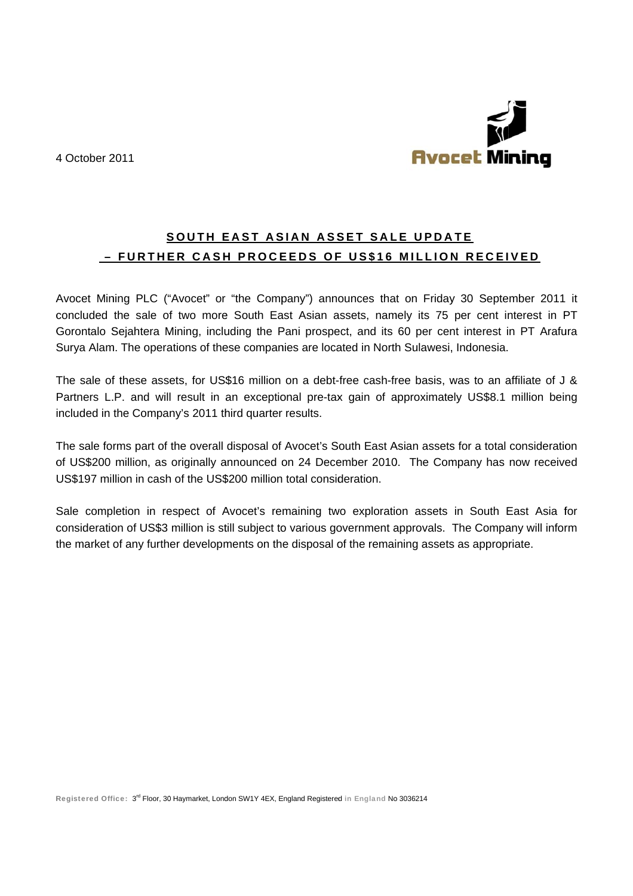4 October 2011

Avocet Mining

## SOUTH EAST ASIAN ASSET SALE UPDATE – FURTHER CASH PROCEEDS OF US$16 MILLION RECEIVED

Avocet Mining PLC ("Avocet" or "the Company") announces that on Friday 30 September 2011 it concluded the sale of two more South East Asian assets, namely its 75 per cent interest in PT Gorontalo Sejahtera Mining, including the Pani prospect, and its 60 per cent interest in PT Arafura Surya Alam. The operations of these companies are located in North Sulawesi, Indonesia.

The sale of these assets, for US$16 million on a debt-free cash-free basis, was to an affiliate of J & Partners L.P. and will result in an exceptional pre-tax gain of approximately US$8.1 million being included in the Company's 2011 third quarter results.

The sale forms part of the overall disposal of Avocet's South East Asian assets for a total consideration of US$200 million, as originally announced on 24 December 2010. The Company has now received US$197 million in cash of the US$200 million total consideration.

Sale completion in respect of Avocet's remaining two exploration assets in South East Asia for consideration of US$3 million is still subject to various government approvals. The Company will inform the market of any further developments on the disposal of the remaining assets as appropriate.

Registered Office: 3rd Floor, 30 Haymarket, London SW1Y 4EX, England Registered in England No 3036214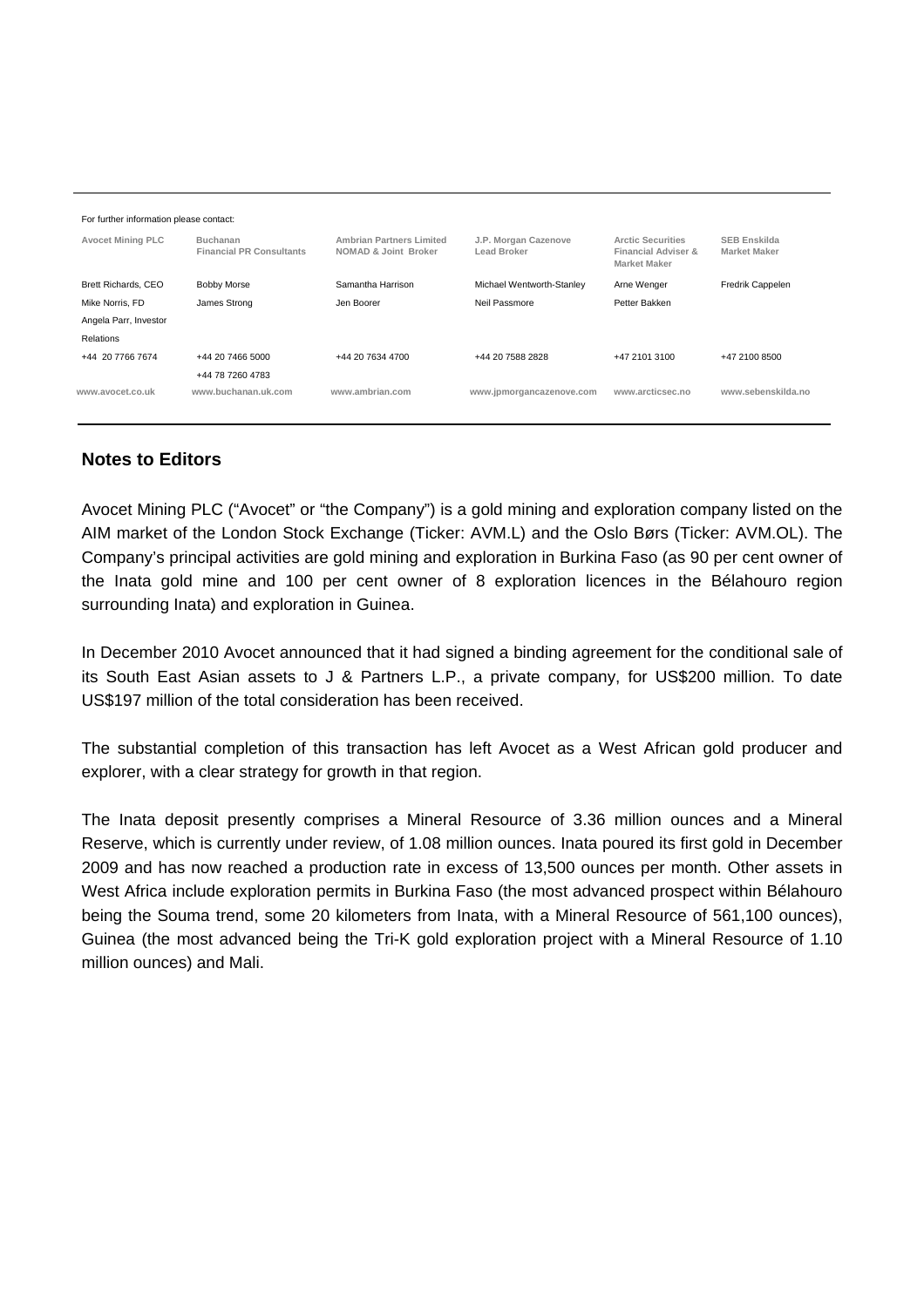For further information please contact:

| Avocet Mining PLC | Buchanan Financial PR Consultants | Ambrian Partners Limited NOMAD & Joint Broker | J.P. Morgan Cazenove Lead Broker | Arctic Securities Financial Adviser & Market Maker | SEB Enskilda Market Maker |
|---|---|---|---|---|---|
| Brett Richards, CEO | Bobby Morse | Samantha Harrison | Michael Wentworth-Stanley | Arne Wenger | Fredrik Cappelen |
| Mike Norris, FD | James Strong | Jen Boorer | Neil Passmore | Petter Bakken | |
| Angela Parr, Investor Relations | | | | | |
| +44 20 7766 7674 | +44 20 7466 5000<br>+44 78 7260 4783 | +44 20 7634 4700 | +44 20 7588 2828 | +47 2101 3100 | +47 2100 8500 |
| www.avocet.co.uk | www.buchanan.uk.com | www.ambrian.com | www.jpmorgancazenove.com | www.arcticsec.no | www.sebenskilda.no |

## Notes to Editors

Avocet Mining PLC ("Avocet" or "the Company") is a gold mining and exploration company listed on the AIM market of the London Stock Exchange (Ticker: AVM.L) and the Oslo Børs (Ticker: AVM.OL). The Company's principal activities are gold mining and exploration in Burkina Faso (as 90 per cent owner of the Inata gold mine and 100 per cent owner of 8 exploration licences in the Bélahouro region surrounding Inata) and exploration in Guinea.

In December 2010 Avocet announced that it had signed a binding agreement for the conditional sale of its South East Asian assets to J & Partners L.P., a private company, for US$200 million. To date US$197 million of the total consideration has been received.

The substantial completion of this transaction has left Avocet as a West African gold producer and explorer, with a clear strategy for growth in that region.

The Inata deposit presently comprises a Mineral Resource of 3.36 million ounces and a Mineral Reserve, which is currently under review, of 1.08 million ounces. Inata poured its first gold in December 2009 and has now reached a production rate in excess of 13,500 ounces per month. Other assets in West Africa include exploration permits in Burkina Faso (the most advanced prospect within Bélahouro being the Souma trend, some 20 kilometers from Inata, with a Mineral Resource of 561,100 ounces), Guinea (the most advanced being the Tri-K gold exploration project with a Mineral Resource of 1.10 million ounces) and Mali.